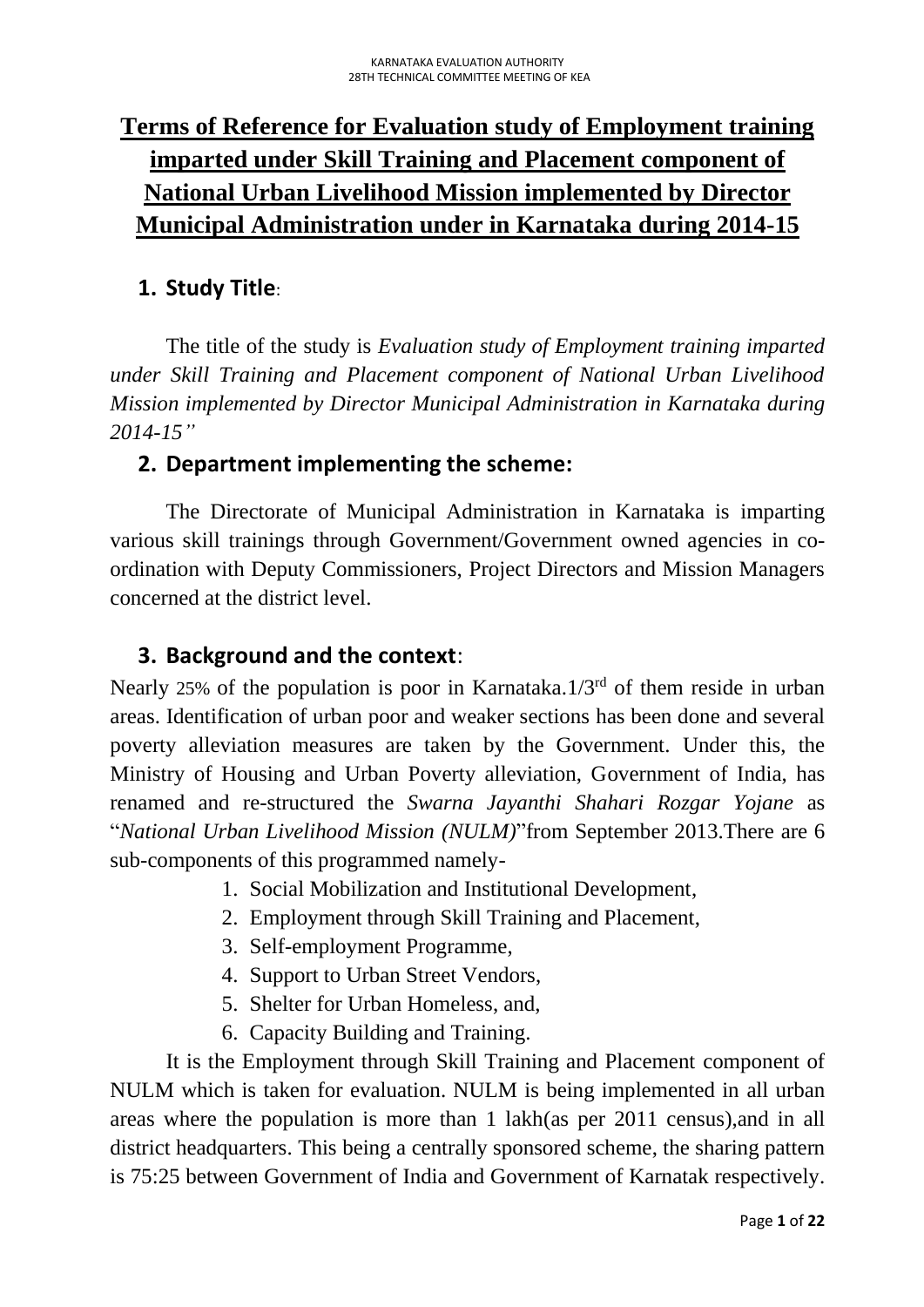# **Terms of Reference for Evaluation study of Employment training imparted under Skill Training and Placement component of National Urban Livelihood Mission implemented by Director Municipal Administration under in Karnataka during 2014-15**

## 1. Study Title:

The title of the study is *Evaluation study of Employment training imparted under Skill Training and Placement component of National Urban Livelihood Mission implemented by Director Municipal Administration in Karnataka during 2014-15"*

## 2. Department implementing the scheme:

The Directorate of Municipal Administration in Karnataka is imparting various skill trainings through Government/Government owned agencies in co-ordination with Deputy Commissioners, Project Directors and Mission Managers concerned at the district level.

## 3. Background and the context:

Nearly 25% of the population is poor in Karnataka.1/3rd of them reside in urban areas. Identification of urban poor and weaker sections has been done and several poverty alleviation measures are taken by the Government. Under this, the Ministry of Housing and Urban Poverty alleviation, Government of India, has renamed and re-structured the *Swarna Jayanthi Shahari Rozgar Yojane* as "*National Urban Livelihood Mission (NULM)*"from September 2013.There are 6 sub-components of this programmed namely-

1. Social Mobilization and Institutional Development,
2. Employment through Skill Training and Placement,
3. Self-employment Programme,
4. Support to Urban Street Vendors,
5. Shelter for Urban Homeless, and,
6. Capacity Building and Training.

It is the Employment through Skill Training and Placement component of NULM which is taken for evaluation. NULM is being implemented in all urban areas where the population is more than 1 lakh(as per 2011 census),and in all district headquarters. This being a centrally sponsored scheme, the sharing pattern is 75:25 between Government of India and Government of Karnatak respectively.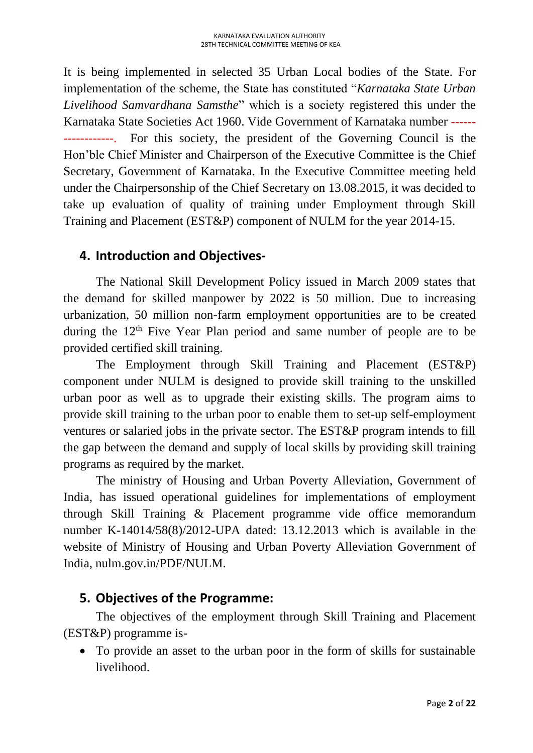It is being implemented in selected 35 Urban Local bodies of the State. For implementation of the scheme, the State has constituted "*Karnataka State Urban Livelihood Samvardhana Samsthe*" which is a society registered this under the Karnataka State Societies Act 1960. Vide Government of Karnataka number ------------------. For this society, the president of the Governing Council is the Hon'ble Chief Minister and Chairperson of the Executive Committee is the Chief Secretary, Government of Karnataka. In the Executive Committee meeting held under the Chairpersonship of the Chief Secretary on 13.08.2015, it was decided to take up evaluation of quality of training under Employment through Skill Training and Placement (EST&P) component of NULM for the year 2014-15.

## 4. Introduction and Objectives-

The National Skill Development Policy issued in March 2009 states that the demand for skilled manpower by 2022 is 50 million. Due to increasing urbanization, 50 million non-farm employment opportunities are to be created during the 12th Five Year Plan period and same number of people are to be provided certified skill training.

The Employment through Skill Training and Placement (EST&P) component under NULM is designed to provide skill training to the unskilled urban poor as well as to upgrade their existing skills. The program aims to provide skill training to the urban poor to enable them to set-up self-employment ventures or salaried jobs in the private sector. The EST&P program intends to fill the gap between the demand and supply of local skills by providing skill training programs as required by the market.

The ministry of Housing and Urban Poverty Alleviation, Government of India, has issued operational guidelines for implementations of employment through Skill Training & Placement programme vide office memorandum number K-14014/58(8)/2012-UPA dated: 13.12.2013 which is available in the website of Ministry of Housing and Urban Poverty Alleviation Government of India, nulm.gov.in/PDF/NULM.

## 5. Objectives of the Programme:

The objectives of the employment through Skill Training and Placement (EST&P) programme is-

- To provide an asset to the urban poor in the form of skills for sustainable livelihood.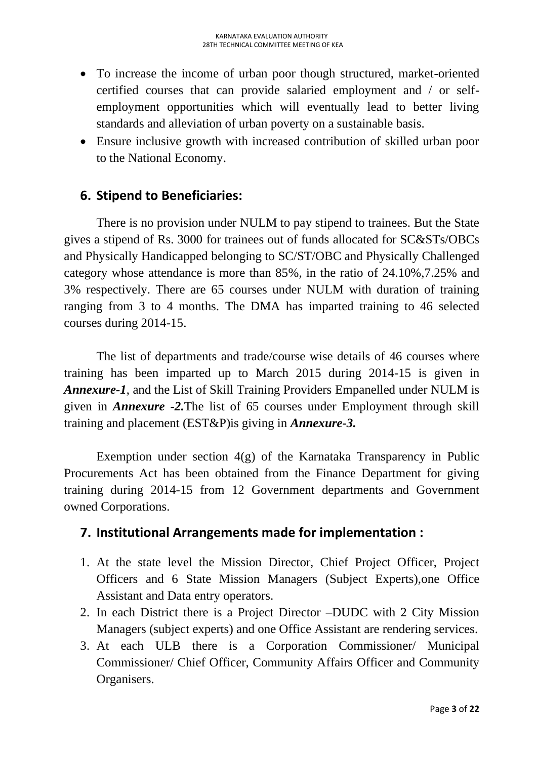- To increase the income of urban poor though structured, market-oriented certified courses that can provide salaried employment and / or self-employment opportunities which will eventually lead to better living standards and alleviation of urban poverty on a sustainable basis.
- Ensure inclusive growth with increased contribution of skilled urban poor to the National Economy.

## 6. Stipend to Beneficiaries:

There is no provision under NULM to pay stipend to trainees. But the State gives a stipend of Rs. 3000 for trainees out of funds allocated for SC&STs/OBCs and Physically Handicapped belonging to SC/ST/OBC and Physically Challenged category whose attendance is more than 85%, in the ratio of 24.10%,7.25% and 3% respectively. There are 65 courses under NULM with duration of training ranging from 3 to 4 months. The DMA has imparted training to 46 selected courses during 2014-15.

The list of departments and trade/course wise details of 46 courses where training has been imparted up to March 2015 during 2014-15 is given in ***Annexure-1***, and the List of Skill Training Providers Empanelled under NULM is given in ***Annexure -2.***The list of 65 courses under Employment through skill training and placement (EST&P)is giving in ***Annexure-3.***

Exemption under section 4(g) of the Karnataka Transparency in Public Procurements Act has been obtained from the Finance Department for giving training during 2014-15 from 12 Government departments and Government owned Corporations.

## 7. Institutional Arrangements made for implementation :

1. At the state level the Mission Director, Chief Project Officer, Project Officers and 6 State Mission Managers (Subject Experts),one Office Assistant and Data entry operators.
2. In each District there is a Project Director –DUDC with 2 City Mission Managers (subject experts) and one Office Assistant are rendering services.
3. At each ULB there is a Corporation Commissioner/ Municipal Commissioner/ Chief Officer, Community Affairs Officer and Community Organisers.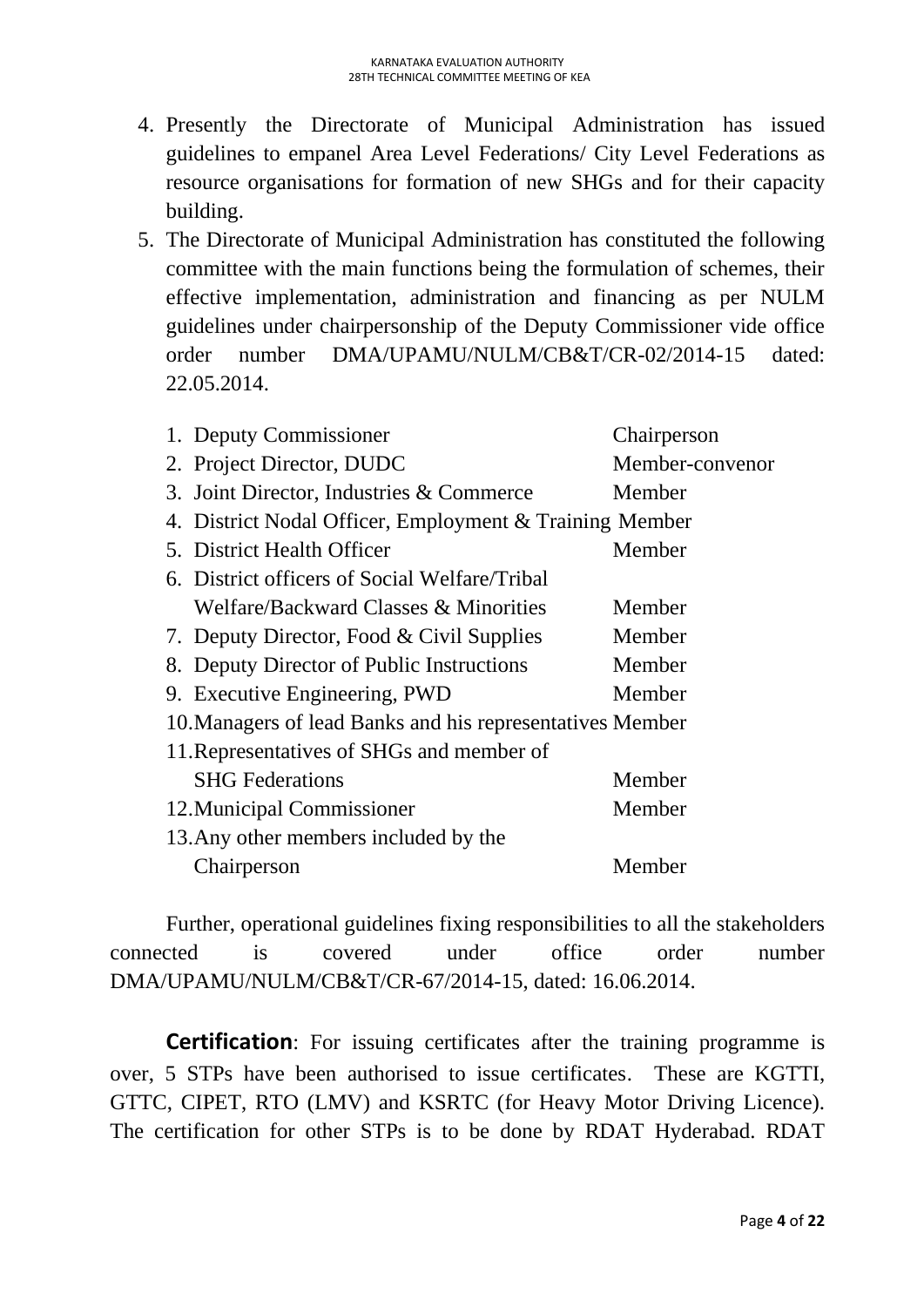4. Presently the Directorate of Municipal Administration has issued guidelines to empanel Area Level Federations/ City Level Federations as resource organisations for formation of new SHGs and for their capacity building.
5. The Directorate of Municipal Administration has constituted the following committee with the main functions being the formulation of schemes, their effective implementation, administration and financing as per NULM guidelines under chairpersonship of the Deputy Commissioner vide office order number DMA/UPAMU/NULM/CB&T/CR-02/2014-15 dated: 22.05.2014.

| | |
|---|---|
| 1. Deputy Commissioner | Chairperson |
| 2. Project Director, DUDC | Member-convenor |
| 3. Joint Director, Industries & Commerce | Member |
| 4. District Nodal Officer, Employment & Training | Member |
| 5. District Health Officer | Member |
| 6. District officers of Social Welfare/Tribal Welfare/Backward Classes & Minorities | Member |
| 7. Deputy Director, Food & Civil Supplies | Member |
| 8. Deputy Director of Public Instructions | Member |
| 9. Executive Engineering, PWD | Member |
| 10. Managers of lead Banks and his representatives | Member |
| 11. Representatives of SHGs and member of SHG Federations | Member |
| 12. Municipal Commissioner | Member |
| 13. Any other members included by the Chairperson | Member |

Further, operational guidelines fixing responsibilities to all the stakeholders connected is covered under office order number DMA/UPAMU/NULM/CB&T/CR-67/2014-15, dated: 16.06.2014.

**Certification**: For issuing certificates after the training programme is over, 5 STPs have been authorised to issue certificates. These are KGTTI, GTTC, CIPET, RTO (LMV) and KSRTC (for Heavy Motor Driving Licence). The certification for other STPs is to be done by RDAT Hyderabad. RDAT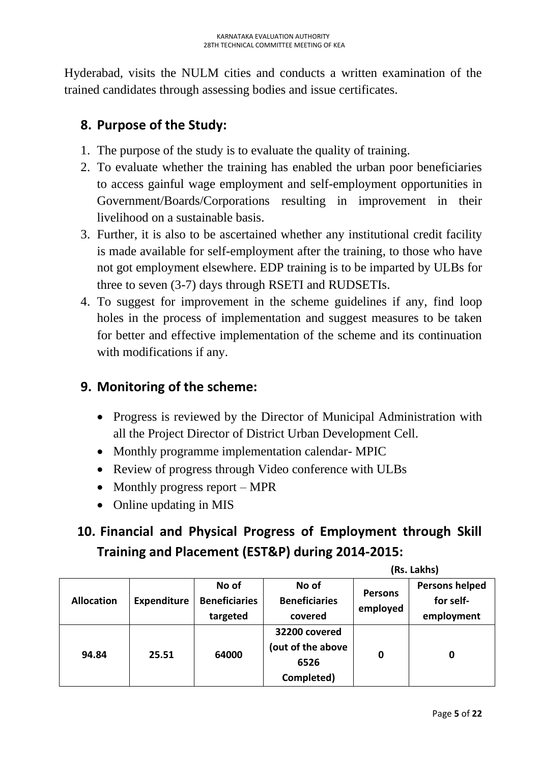Hyderabad, visits the NULM cities and conducts a written examination of the trained candidates through assessing bodies and issue certificates.

## 8. Purpose of the Study:

1. The purpose of the study is to evaluate the quality of training.
2. To evaluate whether the training has enabled the urban poor beneficiaries to access gainful wage employment and self-employment opportunities in Government/Boards/Corporations resulting in improvement in their livelihood on a sustainable basis.
3. Further, it is also to be ascertained whether any institutional credit facility is made available for self-employment after the training, to those who have not got employment elsewhere. EDP training is to be imparted by ULBs for three to seven (3-7) days through RSETI and RUDSETIs.
4. To suggest for improvement in the scheme guidelines if any, find loop holes in the process of implementation and suggest measures to be taken for better and effective implementation of the scheme and its continuation with modifications if any.

## 9. Monitoring of the scheme:

- Progress is reviewed by the Director of Municipal Administration with all the Project Director of District Urban Development Cell.
- Monthly programme implementation calendar- MPIC
- Review of progress through Video conference with ULBs
- Monthly progress report – MPR
- Online updating in MIS

## 10. Financial and Physical Progress of Employment through Skill Training and Placement (EST&P) during 2014-2015:

**(Rs. Lakhs)**

| Allocation | Expenditure | No of Beneficiaries targeted | No of Beneficiaries covered | Persons employed | Persons helped for self-employment |
|---|---|---|---|---|---|
| **94.84** | **25.51** | **64000** | **32200 covered (out of the above 6526 Completed)** | **0** | **0** |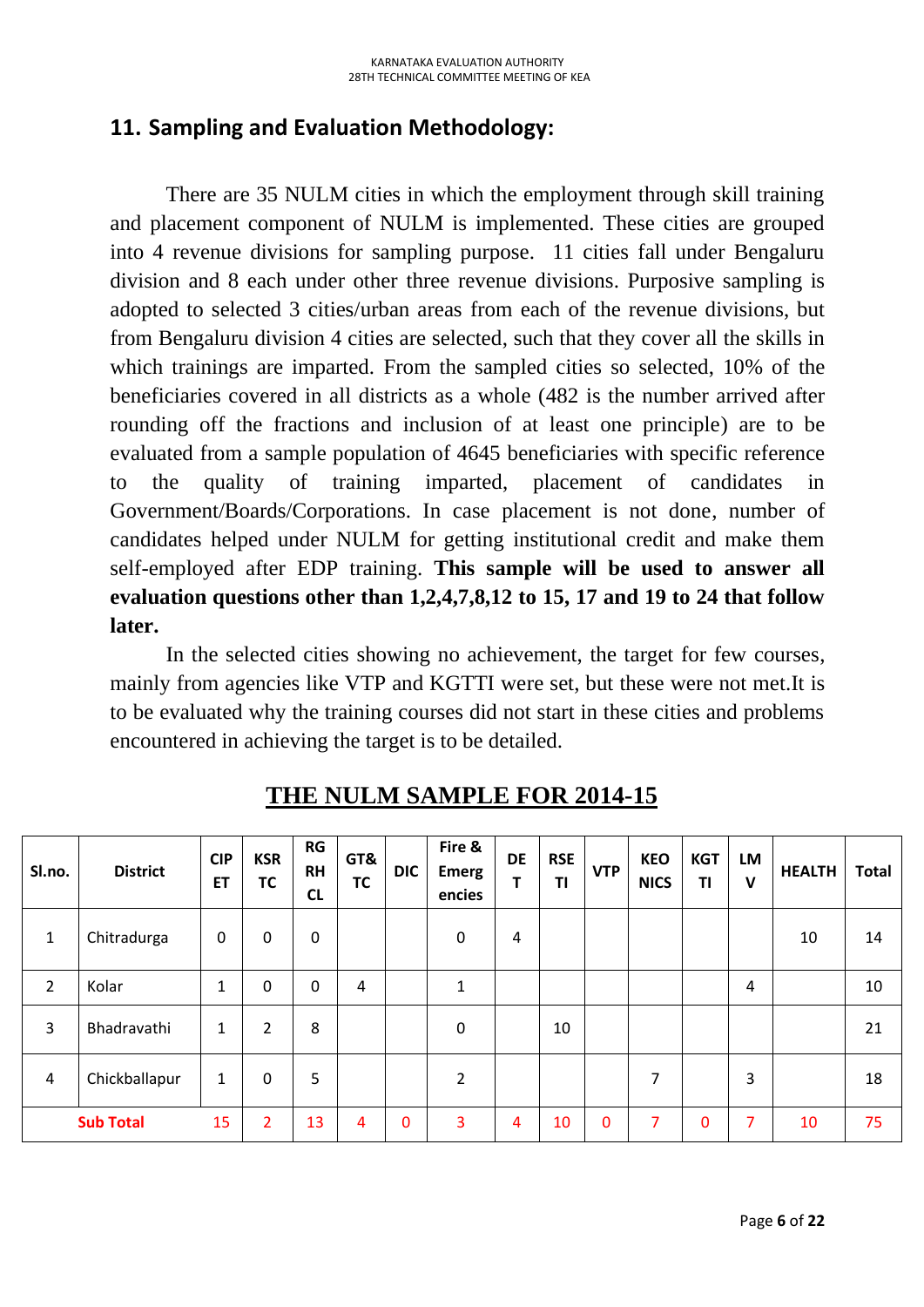## 11. Sampling and Evaluation Methodology:

There are 35 NULM cities in which the employment through skill training and placement component of NULM is implemented. These cities are grouped into 4 revenue divisions for sampling purpose. 11 cities fall under Bengaluru division and 8 each under other three revenue divisions. Purposive sampling is adopted to selected 3 cities/urban areas from each of the revenue divisions, but from Bengaluru division 4 cities are selected, such that they cover all the skills in which trainings are imparted. From the sampled cities so selected, 10% of the beneficiaries covered in all districts as a whole (482 is the number arrived after rounding off the fractions and inclusion of at least one principle) are to be evaluated from a sample population of 4645 beneficiaries with specific reference to the quality of training imparted, placement of candidates in Government/Boards/Corporations. In case placement is not done, number of candidates helped under NULM for getting institutional credit and make them self-employed after EDP training. **This sample will be used to answer all evaluation questions other than 1,2,4,7,8,12 to 15, 17 and 19 to 24 that follow later.**

In the selected cities showing no achievement, the target for few courses, mainly from agencies like VTP and KGTTI were set, but these were not met.It is to be evaluated why the training courses did not start in these cities and problems encountered in achieving the target is to be detailed.

### THE NULM SAMPLE FOR 2014-15

| Sl.no. | District | CIPET | KSRTC | RGRHCL | GT&TC | DIC | Fire & Emergencies | DET | RSETI | VTP | KEONICS | KGTTI | LMV | HEALTH | Total |
|---|---|---|---|---|---|---|---|---|---|---|---|---|---|---|---|
| 1 | Chitradurga | 0 | 0 | 0 | | | 0 | 4 | | | | | | 10 | 14 |
| 2 | Kolar | 1 | 0 | 0 | 4 | | 1 | | | | | | 4 | | 10 |
| 3 | Bhadravathi | 1 | 2 | 8 | | | 0 | | 10 | | | | | | 21 |
| 4 | Chickballapur | 1 | 0 | 5 | | | 2 | | | | 7 | | 3 | | 18 |
| **Sub Total** | | 15 | 2 | 13 | 4 | 0 | 3 | 4 | 10 | 0 | 7 | 0 | 7 | 10 | 75 |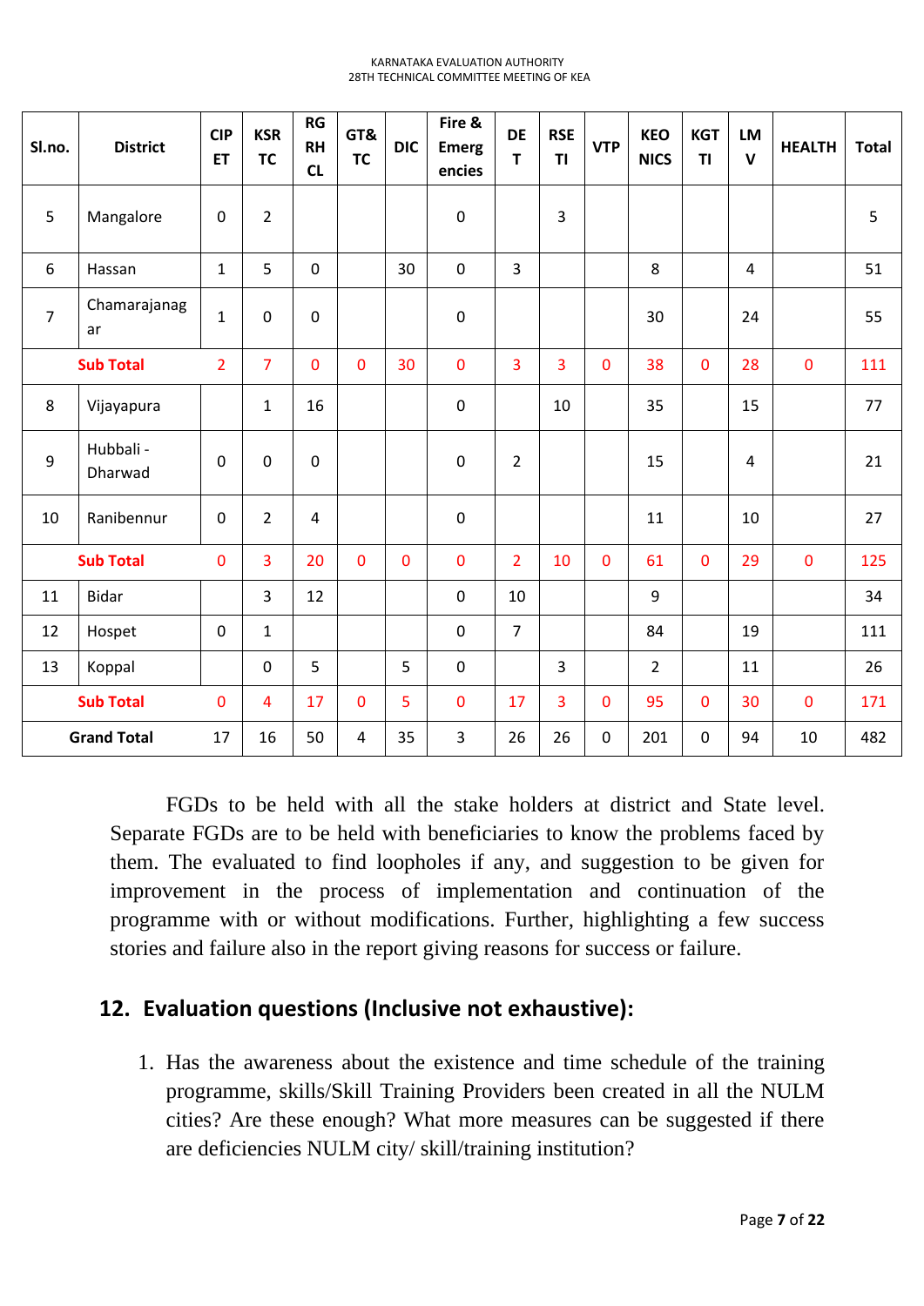| Sl.no. | District | CIPET | KSRTC | RGRHCL | GT&TC | DIC | Fire & Emergencies | DET | RSETI | VTP | KEONICS | KGTTI | LMV | HEALTH | Total |
|---|---|---|---|---|---|---|---|---|---|---|---|---|---|---|---|
| 5 | Mangalore | 0 | 2 | | | | 0 | | 3 | | | | | | 5 |
| 6 | Hassan | 1 | 5 | 0 | | 30 | 0 | 3 | | | 8 | | 4 | | 51 |
| 7 | Chamarajanagar | 1 | 0 | 0 | | | 0 | | | | 30 | | 24 | | 55 |
| **Sub Total** | | 2 | 7 | 0 | 0 | 30 | 0 | 3 | 3 | 0 | 38 | 0 | 28 | 0 | 111 |
| 8 | Vijayapura | | 1 | 16 | | | 0 | | 10 | | 35 | | 15 | | 77 |
| 9 | Hubbali - Dharwad | 0 | 0 | 0 | | | 0 | 2 | | | 15 | | 4 | | 21 |
| 10 | Ranibennur | 0 | 2 | 4 | | | 0 | | | | 11 | | 10 | | 27 |
| **Sub Total** | | 0 | 3 | 20 | 0 | 0 | 0 | 2 | 10 | 0 | 61 | 0 | 29 | 0 | 125 |
| 11 | Bidar | | 3 | 12 | | | 0 | 10 | | | 9 | | | | 34 |
| 12 | Hospet | 0 | 1 | | | | 0 | 7 | | | 84 | | 19 | | 111 |
| 13 | Koppal | | 0 | 5 | | 5 | 0 | | 3 | | 2 | | 11 | | 26 |
| **Sub Total** | | 0 | 4 | 17 | 0 | 5 | 0 | 17 | 3 | 0 | 95 | 0 | 30 | 0 | 171 |
| **Grand Total** | | 17 | 16 | 50 | 4 | 35 | 3 | 26 | 26 | 0 | 201 | 0 | 94 | 10 | 482 |

FGDs to be held with all the stake holders at district and State level. Separate FGDs are to be held with beneficiaries to know the problems faced by them. The evaluated to find loopholes if any, and suggestion to be given for improvement in the process of implementation and continuation of the programme with or without modifications. Further, highlighting a few success stories and failure also in the report giving reasons for success or failure.

## 12. Evaluation questions (Inclusive not exhaustive):

1. Has the awareness about the existence and time schedule of the training programme, skills/Skill Training Providers been created in all the NULM cities? Are these enough? What more measures can be suggested if there are deficiencies NULM city/ skill/training institution?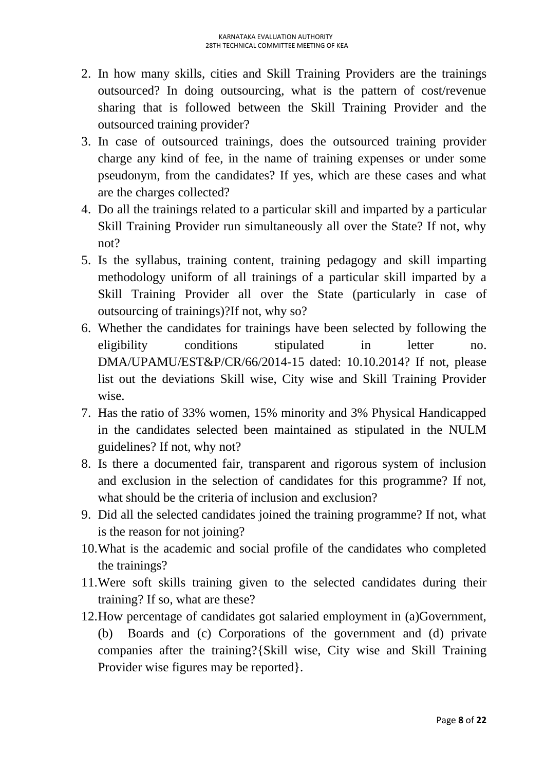2. In how many skills, cities and Skill Training Providers are the trainings outsourced? In doing outsourcing, what is the pattern of cost/revenue sharing that is followed between the Skill Training Provider and the outsourced training provider?
3. In case of outsourced trainings, does the outsourced training provider charge any kind of fee, in the name of training expenses or under some pseudonym, from the candidates? If yes, which are these cases and what are the charges collected?
4. Do all the trainings related to a particular skill and imparted by a particular Skill Training Provider run simultaneously all over the State? If not, why not?
5. Is the syllabus, training content, training pedagogy and skill imparting methodology uniform of all trainings of a particular skill imparted by a Skill Training Provider all over the State (particularly in case of outsourcing of trainings)?If not, why so?
6. Whether the candidates for trainings have been selected by following the eligibility conditions stipulated in letter no. DMA/UPAMU/EST&P/CR/66/2014-15 dated: 10.10.2014? If not, please list out the deviations Skill wise, City wise and Skill Training Provider wise.
7. Has the ratio of 33% women, 15% minority and 3% Physical Handicapped in the candidates selected been maintained as stipulated in the NULM guidelines? If not, why not?
8. Is there a documented fair, transparent and rigorous system of inclusion and exclusion in the selection of candidates for this programme? If not, what should be the criteria of inclusion and exclusion?
9. Did all the selected candidates joined the training programme? If not, what is the reason for not joining?
10. What is the academic and social profile of the candidates who completed the trainings?
11. Were soft skills training given to the selected candidates during their training? If so, what are these?
12. How percentage of candidates got salaried employment in (a)Government, (b) Boards and (c) Corporations of the government and (d) private companies after the training?{Skill wise, City wise and Skill Training Provider wise figures may be reported}.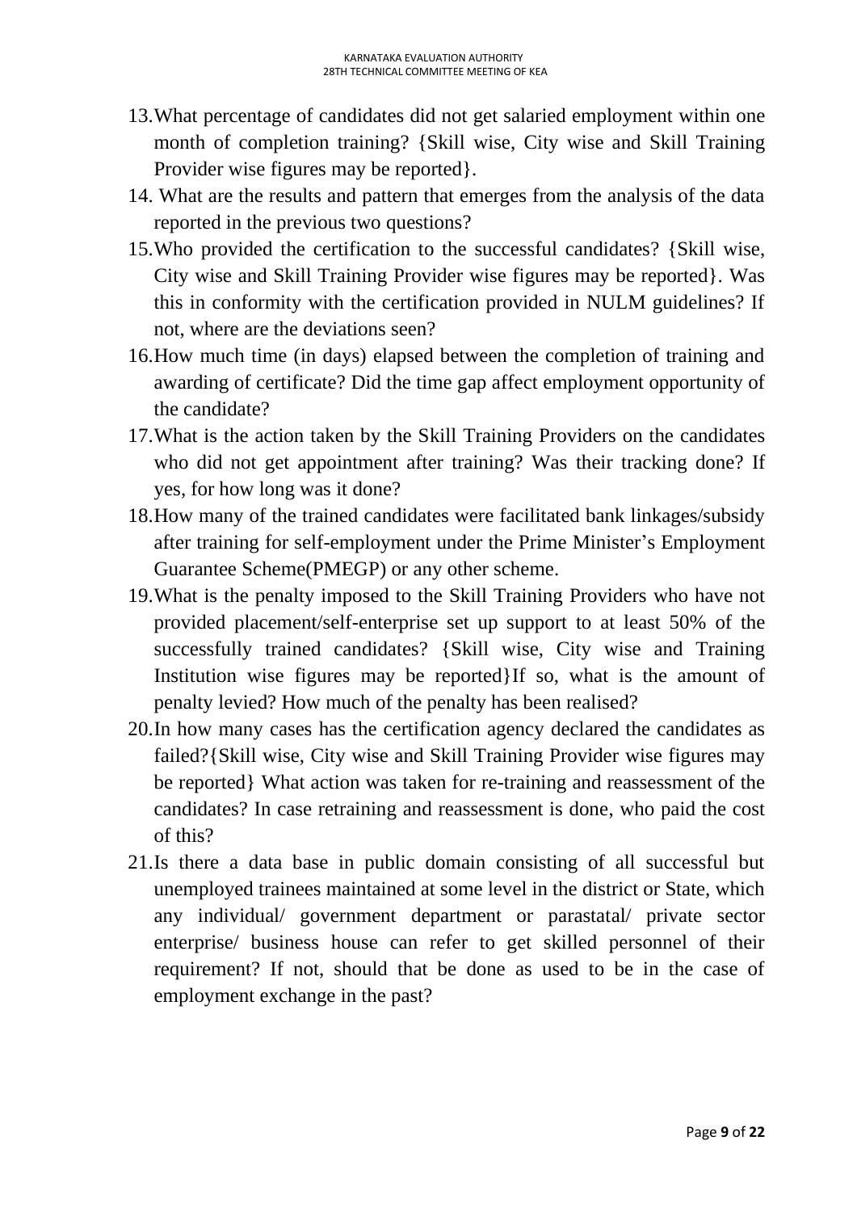13. What percentage of candidates did not get salaried employment within one month of completion training? {Skill wise, City wise and Skill Training Provider wise figures may be reported}.
14. What are the results and pattern that emerges from the analysis of the data reported in the previous two questions?
15. Who provided the certification to the successful candidates? {Skill wise, City wise and Skill Training Provider wise figures may be reported}. Was this in conformity with the certification provided in NULM guidelines? If not, where are the deviations seen?
16. How much time (in days) elapsed between the completion of training and awarding of certificate? Did the time gap affect employment opportunity of the candidate?
17. What is the action taken by the Skill Training Providers on the candidates who did not get appointment after training? Was their tracking done? If yes, for how long was it done?
18. How many of the trained candidates were facilitated bank linkages/subsidy after training for self-employment under the Prime Minister's Employment Guarantee Scheme(PMEGP) or any other scheme.
19. What is the penalty imposed to the Skill Training Providers who have not provided placement/self-enterprise set up support to at least 50% of the successfully trained candidates? {Skill wise, City wise and Training Institution wise figures may be reported}If so, what is the amount of penalty levied? How much of the penalty has been realised?
20. In how many cases has the certification agency declared the candidates as failed?{Skill wise, City wise and Skill Training Provider wise figures may be reported} What action was taken for re-training and reassessment of the candidates? In case retraining and reassessment is done, who paid the cost of this?
21. Is there a data base in public domain consisting of all successful but unemployed trainees maintained at some level in the district or State, which any individual/ government department or parastatal/ private sector enterprise/ business house can refer to get skilled personnel of their requirement? If not, should that be done as used to be in the case of employment exchange in the past?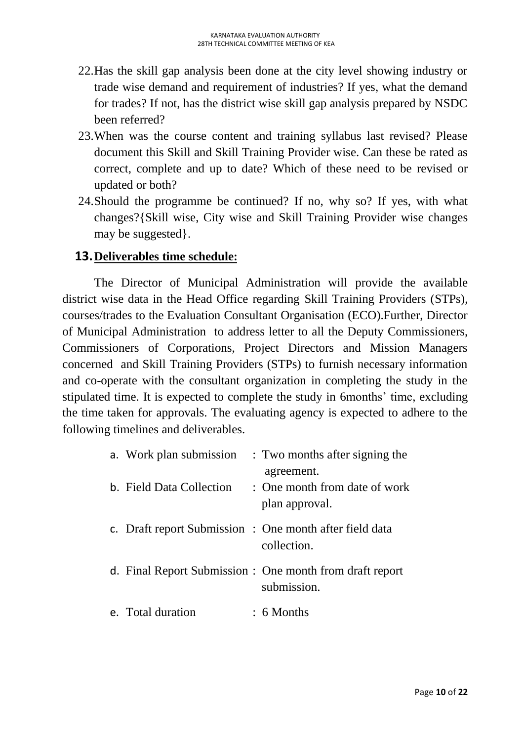22. Has the skill gap analysis been done at the city level showing industry or trade wise demand and requirement of industries? If yes, what the demand for trades? If not, has the district wise skill gap analysis prepared by NSDC been referred?
23. When was the course content and training syllabus last revised? Please document this Skill and Skill Training Provider wise. Can these be rated as correct, complete and up to date? Which of these need to be revised or updated or both?
24. Should the programme be continued? If no, why so? If yes, with what changes?{Skill wise, City wise and Skill Training Provider wise changes may be suggested}.

## 13. Deliverables time schedule:

The Director of Municipal Administration will provide the available district wise data in the Head Office regarding Skill Training Providers (STPs), courses/trades to the Evaluation Consultant Organisation (ECO).Further, Director of Municipal Administration to address letter to all the Deputy Commissioners, Commissioners of Corporations, Project Directors and Mission Managers concerned and Skill Training Providers (STPs) to furnish necessary information and co-operate with the consultant organization in completing the study in the stipulated time. It is expected to complete the study in 6months' time, excluding the time taken for approvals. The evaluating agency is expected to adhere to the following timelines and deliverables.

a. Work plan submission : Two months after signing the agreement.
b. Field Data Collection : One month from date of work plan approval.
c. Draft report Submission : One month after field data collection.
d. Final Report Submission : One month from draft report submission.
e. Total duration : 6 Months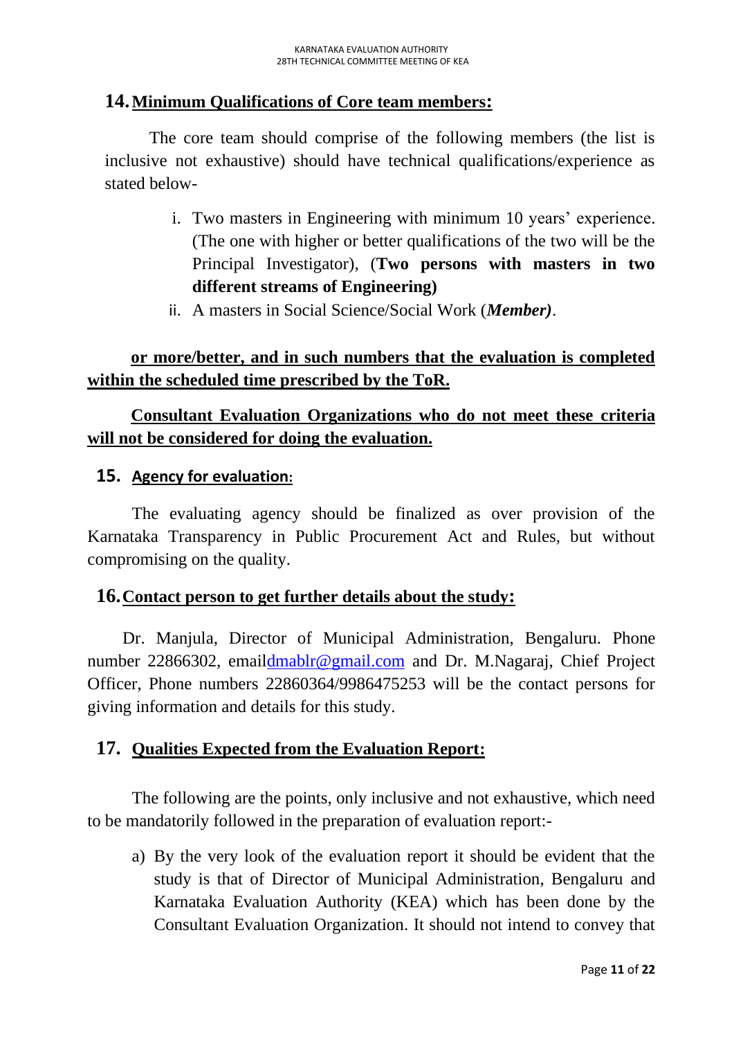## 14. Minimum Qualifications of Core team members:

The core team should comprise of the following members (the list is inclusive not exhaustive) should have technical qualifications/experience as stated below-

i. Two masters in Engineering with minimum 10 years' experience. (The one with higher or better qualifications of the two will be the Principal Investigator), (**Two persons with masters in two different streams of Engineering)**
ii. A masters in Social Science/Social Work (***Member)***.

**or more/better, and in such numbers that the evaluation is completed within the scheduled time prescribed by the ToR.**

**Consultant Evaluation Organizations who do not meet these criteria will not be considered for doing the evaluation.**

## 15. Agency for evaluation:

The evaluating agency should be finalized as over provision of the Karnataka Transparency in Public Procurement Act and Rules, but without compromising on the quality.

## 16. Contact person to get further details about the study:

Dr. Manjula, Director of Municipal Administration, Bengaluru. Phone number 22866302, emaildmablr@gmail.com and Dr. M.Nagaraj, Chief Project Officer, Phone numbers 22860364/9986475253 will be the contact persons for giving information and details for this study.

## 17. Qualities Expected from the Evaluation Report:

The following are the points, only inclusive and not exhaustive, which need to be mandatorily followed in the preparation of evaluation report:-

a) By the very look of the evaluation report it should be evident that the study is that of Director of Municipal Administration, Bengaluru and Karnataka Evaluation Authority (KEA) which has been done by the Consultant Evaluation Organization. It should not intend to convey that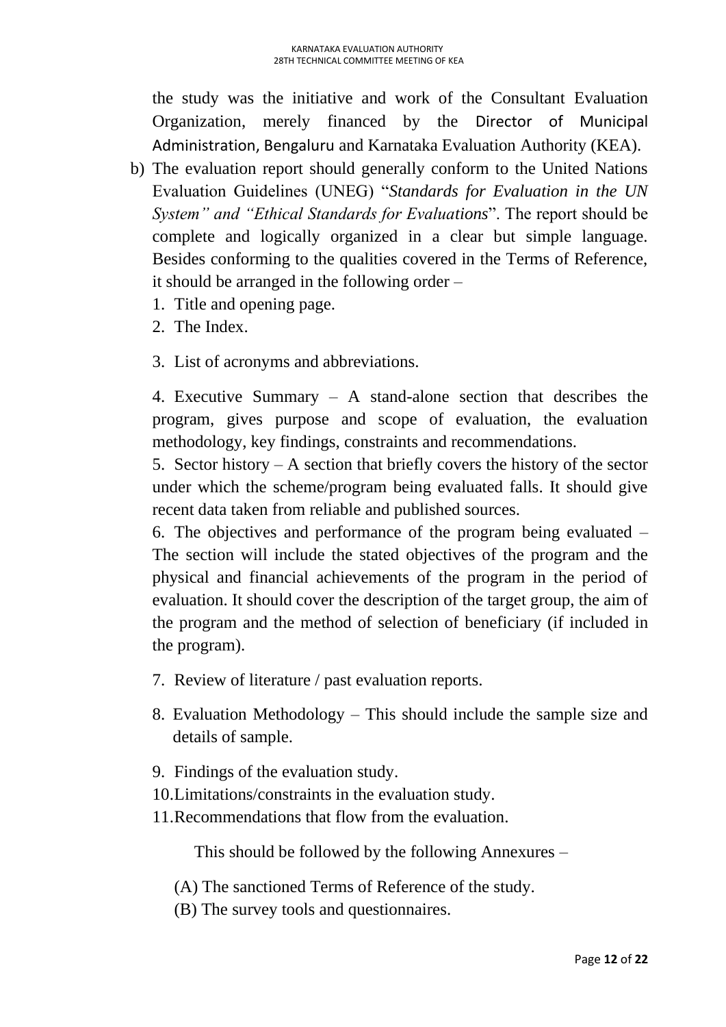the study was the initiative and work of the Consultant Evaluation Organization, merely financed by the Director of Municipal Administration, Bengaluru and Karnataka Evaluation Authority (KEA).

b) The evaluation report should generally conform to the United Nations Evaluation Guidelines (UNEG) "*Standards for Evaluation in the UN System" and "Ethical Standards for Evaluations*". The report should be complete and logically organized in a clear but simple language. Besides conforming to the qualities covered in the Terms of Reference, it should be arranged in the following order –

1. Title and opening page.
2. The Index.
3. List of acronyms and abbreviations.
4. Executive Summary – A stand-alone section that describes the program, gives purpose and scope of evaluation, the evaluation methodology, key findings, constraints and recommendations.
5. Sector history – A section that briefly covers the history of the sector under which the scheme/program being evaluated falls. It should give recent data taken from reliable and published sources.
6. The objectives and performance of the program being evaluated – The section will include the stated objectives of the program and the physical and financial achievements of the program in the period of evaluation. It should cover the description of the target group, the aim of the program and the method of selection of beneficiary (if included in the program).
7. Review of literature / past evaluation reports.
8. Evaluation Methodology – This should include the sample size and details of sample.
9. Findings of the evaluation study.
10. Limitations/constraints in the evaluation study.
11. Recommendations that flow from the evaluation.

This should be followed by the following Annexures –

(A) The sanctioned Terms of Reference of the study.

(B) The survey tools and questionnaires.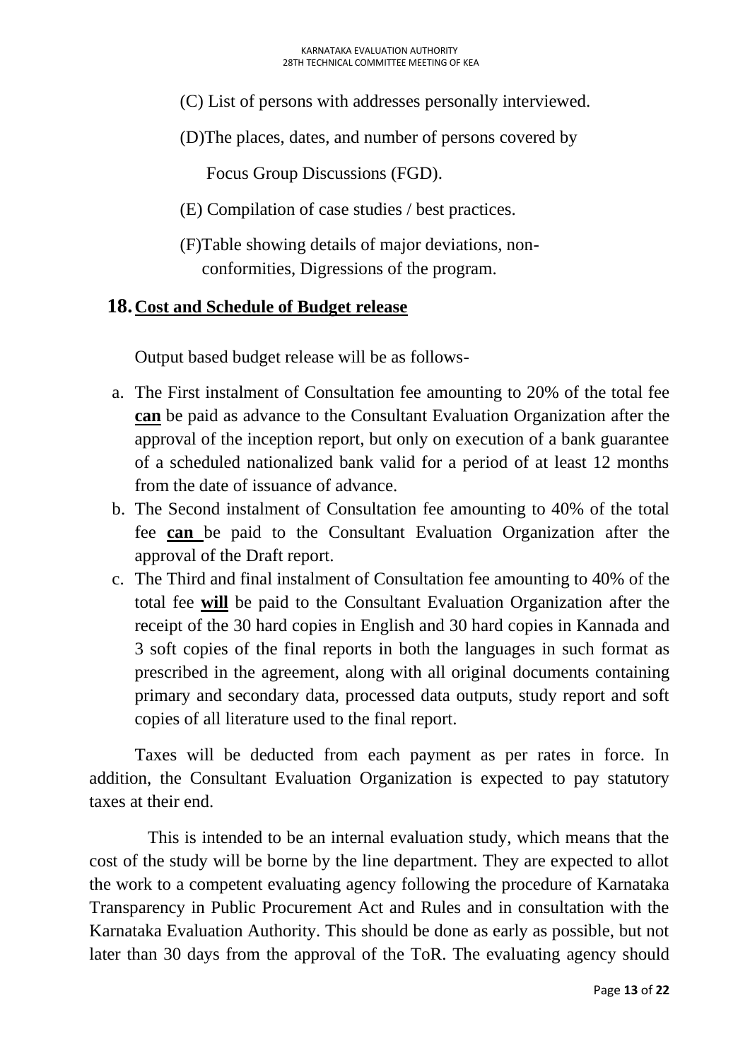(C) List of persons with addresses personally interviewed.

(D)The places, dates, and number of persons covered by Focus Group Discussions (FGD).

(E) Compilation of case studies / best practices.

(F)Table showing details of major deviations, non-conformities, Digressions of the program.

## 18. Cost and Schedule of Budget release

Output based budget release will be as follows-

a. The First instalment of Consultation fee amounting to 20% of the total fee **can** be paid as advance to the Consultant Evaluation Organization after the approval of the inception report, but only on execution of a bank guarantee of a scheduled nationalized bank valid for a period of at least 12 months from the date of issuance of advance.
b. The Second instalment of Consultation fee amounting to 40% of the total fee **can** be paid to the Consultant Evaluation Organization after the approval of the Draft report.
c. The Third and final instalment of Consultation fee amounting to 40% of the total fee **will** be paid to the Consultant Evaluation Organization after the receipt of the 30 hard copies in English and 30 hard copies in Kannada and 3 soft copies of the final reports in both the languages in such format as prescribed in the agreement, along with all original documents containing primary and secondary data, processed data outputs, study report and soft copies of all literature used to the final report.

Taxes will be deducted from each payment as per rates in force. In addition, the Consultant Evaluation Organization is expected to pay statutory taxes at their end.

This is intended to be an internal evaluation study, which means that the cost of the study will be borne by the line department. They are expected to allot the work to a competent evaluating agency following the procedure of Karnataka Transparency in Public Procurement Act and Rules and in consultation with the Karnataka Evaluation Authority. This should be done as early as possible, but not later than 30 days from the approval of the ToR. The evaluating agency should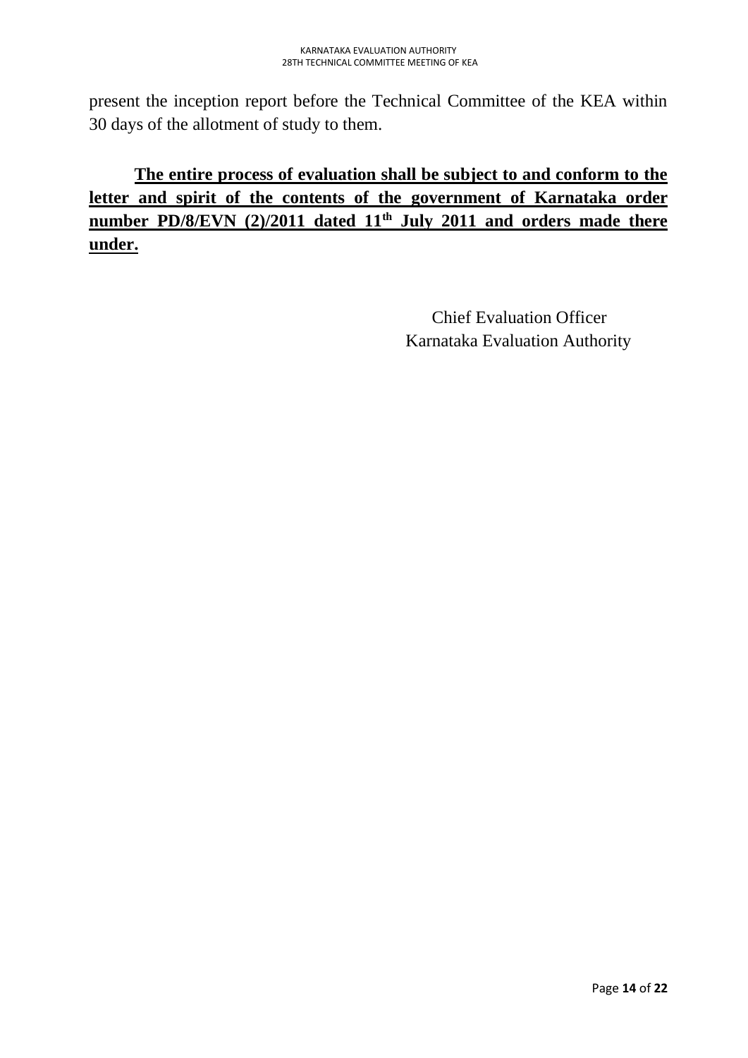present the inception report before the Technical Committee of the KEA within 30 days of the allotment of study to them.

**The entire process of evaluation shall be subject to and conform to the letter and spirit of the contents of the government of Karnataka order number PD/8/EVN (2)/2011 dated 11th July 2011 and orders made there under.**

Chief Evaluation Officer
Karnataka Evaluation Authority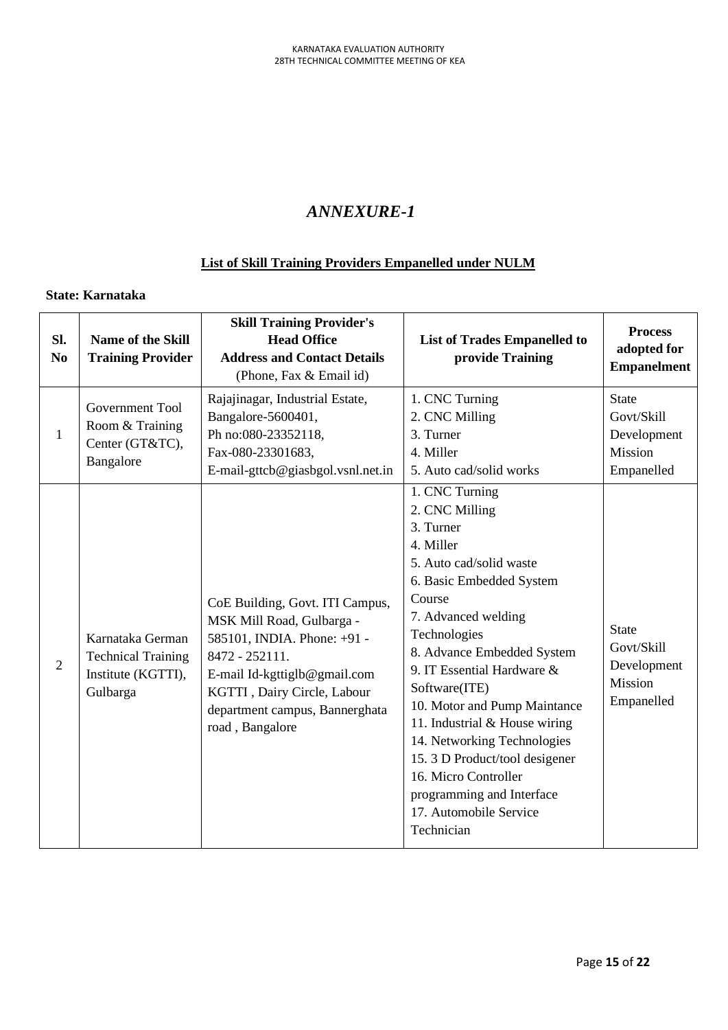# *ANNEXURE-1*

## List of Skill Training Providers Empanelled under NULM

**State: Karnataka**

| Sl. No | Name of the Skill Training Provider | Skill Training Provider's Head Office Address and Contact Details (Phone, Fax & Email id) | List of Trades Empanelled to provide Training | Process adopted for Empanelment |
|---|---|---|---|---|
| 1 | Government Tool Room & Training Center (GT&TC), Bangalore | Rajajinagar, Industrial Estate, Bangalore-5600401, Ph no:080-23352118, Fax-080-23301683, E-mail-gttcb@giasbgol.vsnl.net.in | 1. CNC Turning<br>2. CNC Milling<br>3. Turner<br>4. Miller<br>5. Auto cad/solid works | State Govt/Skill Development Mission Empanelled |
| 2 | Karnataka German Technical Training Institute (KGTTI), Gulbarga | CoE Building, Govt. ITI Campus, MSK Mill Road, Gulbarga - 585101, INDIA. Phone: +91 - 8472 - 252111. E-mail Id-kgttiglb@gmail.com KGTTI , Dairy Circle, Labour department campus, Bannerghata road , Bangalore | 1. CNC Turning<br>2. CNC Milling<br>3. Turner<br>4. Miller<br>5. Auto cad/solid waste<br>6. Basic Embedded System Course<br>7. Advanced welding Technologies<br>8. Advance Embedded System<br>9. IT Essential Hardware & Software(ITE)<br>10. Motor and Pump Maintance<br>11. Industrial & House wiring<br>14. Networking Technologies<br>15. 3 D Product/tool desigener<br>16. Micro Controller programming and Interface<br>17. Automobile Service Technician | State Govt/Skill Development Mission Empanelled |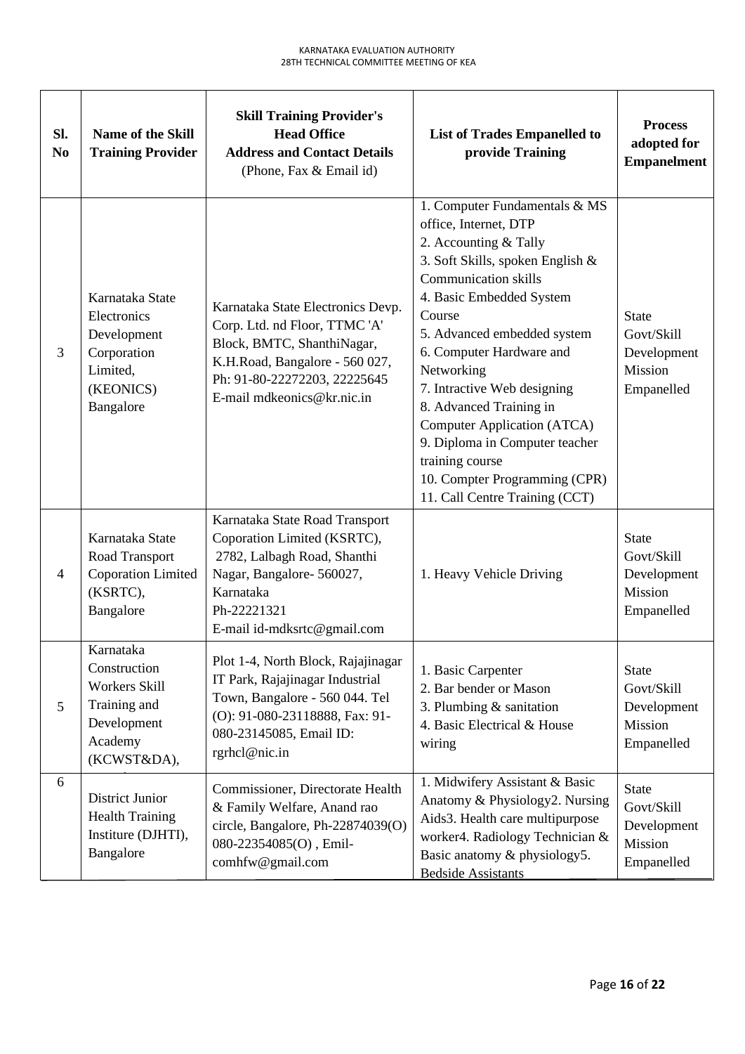| Sl. No | Name of the Skill Training Provider | Skill Training Provider's Head Office Address and Contact Details (Phone, Fax & Email id) | List of Trades Empanelled to provide Training | Process adopted for Empanelment |
|---|---|---|---|---|
| 3 | Karnataka State Electronics Development Corporation Limited, (KEONICS) Bangalore | Karnataka State Electronics Devp. Corp. Ltd. nd Floor, TTMC 'A' Block, BMTC, ShanthiNagar, K.H.Road, Bangalore - 560 027, Ph: 91-80-22272203, 22225645 E-mail mdkeonics@kr.nic.in | 1. Computer Fundamentals & MS office, Internet, DTP<br>2. Accounting & Tally<br>3. Soft Skills, spoken English & Communication skills<br>4. Basic Embedded System Course<br>5. Advanced embedded system<br>6. Computer Hardware and Networking<br>7. Intractive Web designing<br>8. Advanced Training in Computer Application (ATCA)<br>9. Diploma in Computer teacher training course<br>10. Compter Programming (CPR)<br>11. Call Centre Training (CCT) | State Govt/Skill Development Mission Empanelled |
| 4 | Karnataka State Road Transport Coporation Limited (KSRTC), Bangalore | Karnataka State Road Transport Coporation Limited (KSRTC), 2782, Lalbagh Road, Shanthi Nagar, Bangalore- 560027, Karnataka Ph-22221321 E-mail id-mdksrtc@gmail.com | 1. Heavy Vehicle Driving | State Govt/Skill Development Mission Empanelled |
| 5 | Karnataka Construction Workers Skill Training and Development Academy (KCWST&DA), | Plot 1-4, North Block, Rajajinagar IT Park, Rajajinagar Industrial Town, Bangalore - 560 044. Tel (O): 91-080-23118888, Fax: 91-080-23145085, Email ID: rgrhcl@nic.in | 1. Basic Carpenter<br>2. Bar bender or Mason<br>3. Plumbing & sanitation<br>4. Basic Electrical & House wiring | State Govt/Skill Development Mission Empanelled |
| 6 | District Junior Health Training Institure (DJHTI), Bangalore | Commissioner, Directorate Health & Family Welfare, Anand rao circle, Bangalore, Ph-22874039(O) 080-22354085(O) , Emil-comhfw@gmail.com | 1. Midwifery Assistant & Basic Anatomy & Physiology2. Nursing Aids3. Health care multipurpose worker4. Radiology Technician & Basic anatomy & physiology5. Bedside Assistants | State Govt/Skill Development Mission Empanelled |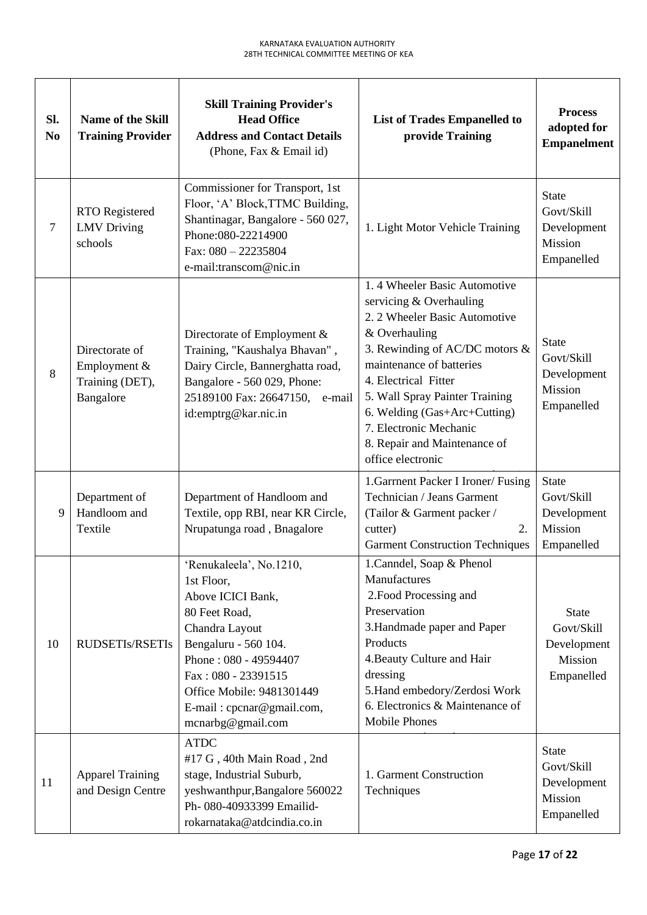| Sl. No | Name of the Skill Training Provider | Skill Training Provider's Head Office Address and Contact Details (Phone, Fax & Email id) | List of Trades Empanelled to provide Training | Process adopted for Empanelment |
|---|---|---|---|---|
| 7 | RTO Registered LMV Driving schools | Commissioner for Transport, 1st Floor, 'A' Block,TTMC Building, Shantinagar, Bangalore - 560 027, Phone:080-22214900 Fax: 080 – 22235804 e-mail:transcom@nic.in | 1. Light Motor Vehicle Training | State Govt/Skill Development Mission Empanelled |
| 8 | Directorate of Employment & Training (DET), Bangalore | Directorate of Employment & Training, "Kaushalya Bhavan" , Dairy Circle, Bannerghatta road, Bangalore - 560 029, Phone: 25189100 Fax: 26647150, e-mail id:emptrg@kar.nic.in | 1. 4 Wheeler Basic Automotive servicing & Overhauling<br>2. 2 Wheeler Basic Automotive & Overhauling<br>3. Rewinding of AC/DC motors & maintenance of batteries<br>4. Electrical Fitter<br>5. Wall Spray Painter Training<br>6. Welding (Gas+Arc+Cutting)<br>7. Electronic Mechanic<br>8. Repair and Maintenance of office electronic | State Govt/Skill Development Mission Empanelled |
| 9 | Department of Handloom and Textile | Department of Handloom and Textile, opp RBI, near KR Circle, Nrupatunga road , Bnagalore | 1.Garrnent Packer I Ironer/ Fusing Technician / Jeans Garment (Tailor & Garment packer / cutter) 2. Garment Construction Techniques | State Govt/Skill Development Mission Empanelled |
| 10 | RUDSETIs/RSETIs | 'Renukaleela', No.1210, 1st Floor, Above ICICI Bank, 80 Feet Road, Chandra Layout Bengaluru - 560 104. Phone : 080 - 49594407 Fax : 080 - 23391515 Office Mobile: 9481301449 E-mail : cpcnar@gmail.com, mcnarbg@gmail.com | 1.Canndel, Soap & Phenol Manufactures<br>2.Food Processing and Preservation<br>3.Handmade paper and Paper Products<br>4.Beauty Culture and Hair dressing<br>5.Hand embedory/Zerdosi Work<br>6. Electronics & Maintenance of Mobile Phones | State Govt/Skill Development Mission Empanelled |
| 11 | Apparel Training and Design Centre | ATDC #17 G , 40th Main Road , 2nd stage, Industrial Suburb, yeshwanthpur,Bangalore 560022 Ph- 080-40933399 Emailid-rokarnataka@atdcindia.co.in | 1. Garment Construction Techniques | State Govt/Skill Development Mission Empanelled |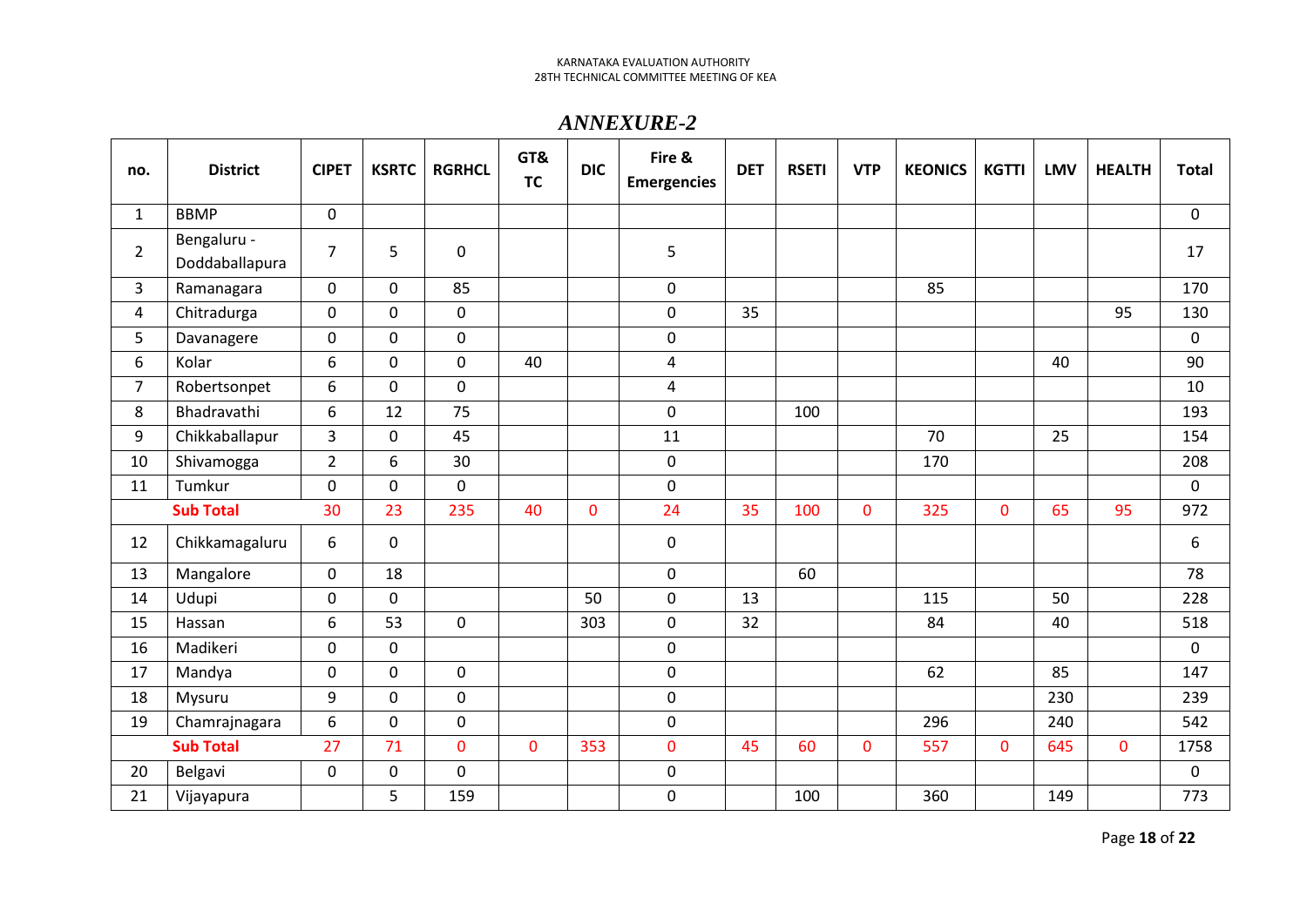## *ANNEXURE-2*

| no. | District | CIPET | KSRTC | RGRHCL | GT& TC | DIC | Fire & Emergencies | DET | RSETI | VTP | KEONICS | KGTTI | LMV | HEALTH | Total |
|---|---|---|---|---|---|---|---|---|---|---|---|---|---|---|---|
| 1 | BBMP | 0 | | | | | | | | | | | | | 0 |
| 2 | Bengaluru - Doddaballapura | 7 | 5 | 0 | | | 5 | | | | | | | | 17 |
| 3 | Ramanagara | 0 | 0 | 85 | | | 0 | | | | 85 | | | | 170 |
| 4 | Chitradurga | 0 | 0 | 0 | | | 0 | 35 | | | | | | 95 | 130 |
| 5 | Davanagere | 0 | 0 | 0 | | | 0 | | | | | | | | 0 |
| 6 | Kolar | 6 | 0 | 0 | 40 | | 4 | | | | | | 40 | | 90 |
| 7 | Robertsonpet | 6 | 0 | 0 | | | 4 | | | | | | | | 10 |
| 8 | Bhadravathi | 6 | 12 | 75 | | | 0 | | 100 | | | | | | 193 |
| 9 | Chikkaballapur | 3 | 0 | 45 | | | 11 | | | | 70 | | 25 | | 154 |
| 10 | Shivamogga | 2 | 6 | 30 | | | 0 | | | | 170 | | | | 208 |
| 11 | Tumkur | 0 | 0 | 0 | | | 0 | | | | | | | | 0 |
| | **Sub Total** | 30 | 23 | 235 | 40 | 0 | 24 | 35 | 100 | 0 | 325 | 0 | 65 | 95 | 972 |
| 12 | Chikkamagaluru | 6 | 0 | | | | 0 | | | | | | | | 6 |
| 13 | Mangalore | 0 | 18 | | | | 0 | | 60 | | | | | | 78 |
| 14 | Udupi | 0 | 0 | | | 50 | 0 | 13 | | | 115 | | 50 | | 228 |
| 15 | Hassan | 6 | 53 | 0 | | 303 | 0 | 32 | | | 84 | | 40 | | 518 |
| 16 | Madikeri | 0 | 0 | | | | 0 | | | | | | | | 0 |
| 17 | Mandya | 0 | 0 | 0 | | | 0 | | | | 62 | | 85 | | 147 |
| 18 | Mysuru | 9 | 0 | 0 | | | 0 | | | | | | 230 | | 239 |
| 19 | Chamrajnagara | 6 | 0 | 0 | | | 0 | | | | 296 | | 240 | | 542 |
| | **Sub Total** | 27 | 71 | 0 | 0 | 353 | 0 | 45 | 60 | 0 | 557 | 0 | 645 | 0 | 1758 |
| 20 | Belgavi | 0 | 0 | 0 | | | 0 | | | | | | | | 0 |
| 21 | Vijayapura | | 5 | 159 | | | 0 | | 100 | | 360 | | 149 | | 773 |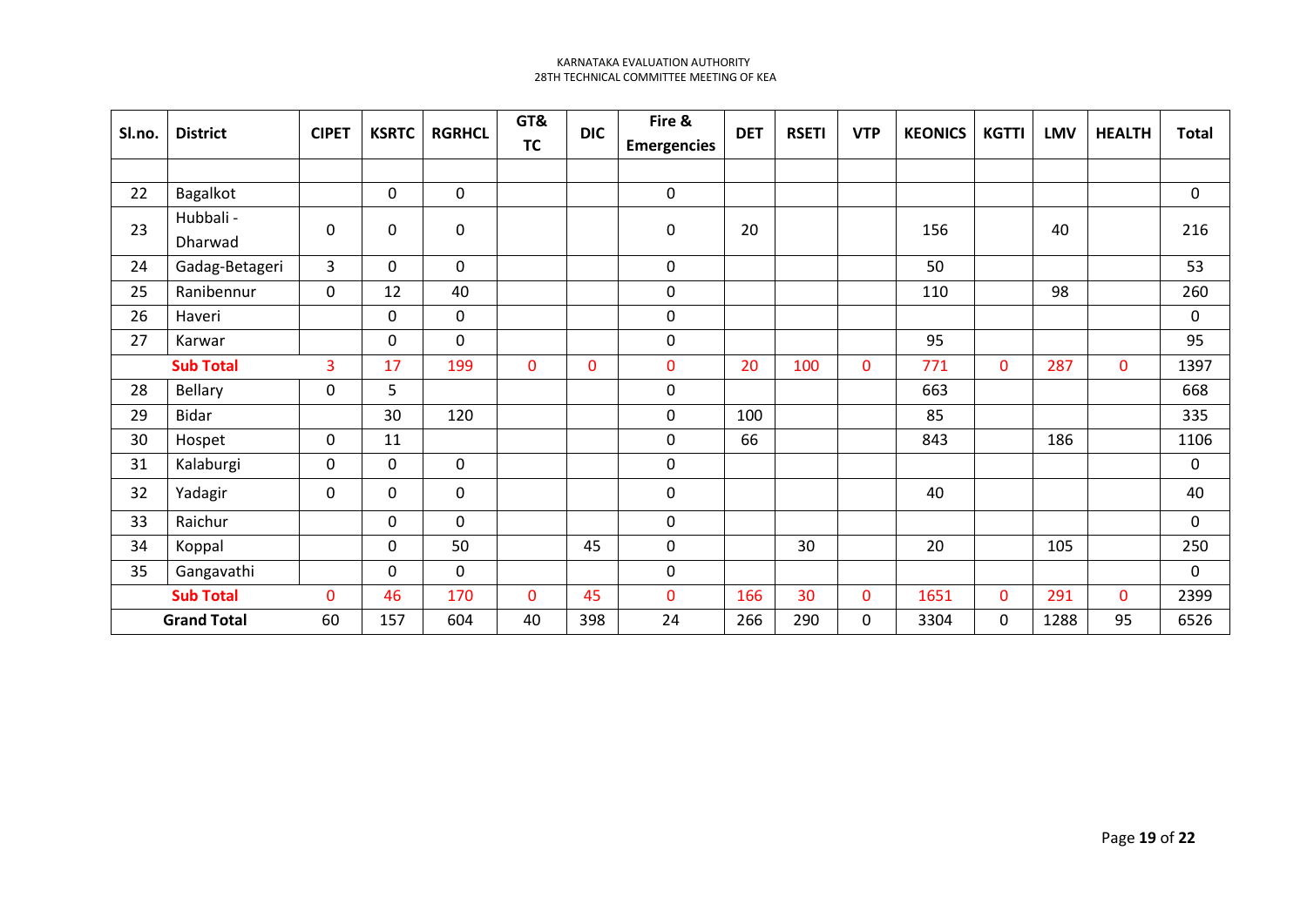| Sl.no. | District | CIPET | KSRTC | RGRHCL | GT& TC | DIC | Fire & Emergencies | DET | RSETI | VTP | KEONICS | KGTTI | LMV | HEALTH | Total |
|---|---|---|---|---|---|---|---|---|---|---|---|---|---|---|---|
| | | | | | | | | | | | | | | | |
| 22 | Bagalkot | | 0 | 0 | | | 0 | | | | | | | | 0 |
| 23 | Hubbali - Dharwad | 0 | 0 | 0 | | | 0 | 20 | | | 156 | | 40 | | 216 |
| 24 | Gadag-Betageri | 3 | 0 | 0 | | | 0 | | | | 50 | | | | 53 |
| 25 | Ranibennur | 0 | 12 | 40 | | | 0 | | | | 110 | | 98 | | 260 |
| 26 | Haveri | | 0 | 0 | | | 0 | | | | | | | | 0 |
| 27 | Karwar | | 0 | 0 | | | 0 | | | | 95 | | | | 95 |
| **Sub Total** | | 3 | 17 | 199 | 0 | 0 | 0 | 20 | 100 | 0 | 771 | 0 | 287 | 0 | 1397 |
| 28 | Bellary | 0 | 5 | | | | 0 | | | | 663 | | | | 668 |
| 29 | Bidar | | 30 | 120 | | | 0 | 100 | | | 85 | | | | 335 |
| 30 | Hospet | 0 | 11 | | | | 0 | 66 | | | 843 | | 186 | | 1106 |
| 31 | Kalaburgi | 0 | 0 | 0 | | | 0 | | | | | | | | 0 |
| 32 | Yadagir | 0 | 0 | 0 | | | 0 | | | | 40 | | | | 40 |
| 33 | Raichur | | 0 | 0 | | | 0 | | | | | | | | 0 |
| 34 | Koppal | | 0 | 50 | | 45 | 0 | | 30 | | 20 | | 105 | | 250 |
| 35 | Gangavathi | | 0 | 0 | | | 0 | | | | | | | | 0 |
| **Sub Total** | | 0 | 46 | 170 | 0 | 45 | 0 | 166 | 30 | 0 | 1651 | 0 | 291 | 0 | 2399 |
| **Grand Total** | | 60 | 157 | 604 | 40 | 398 | 24 | 266 | 290 | 0 | 3304 | 0 | 1288 | 95 | 6526 |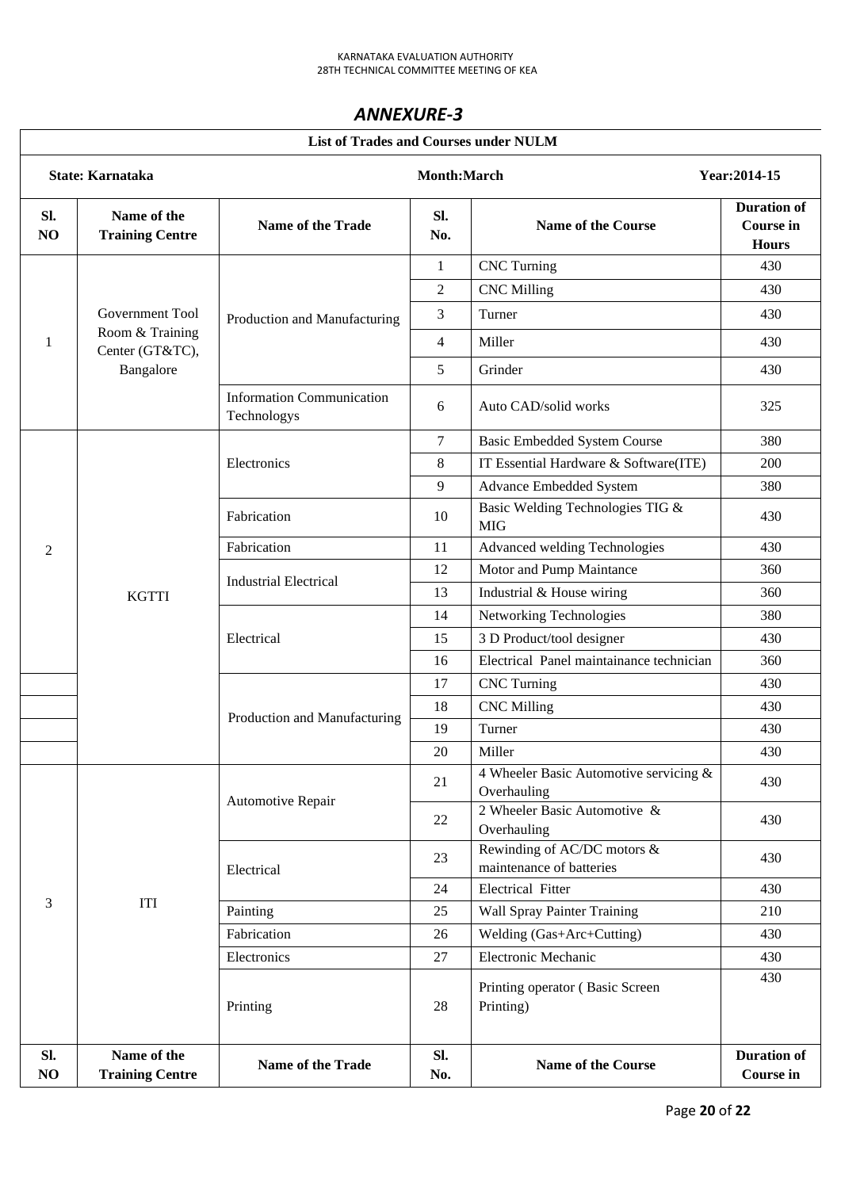## ANNEXURE-3

| List of Trades and Courses under NULM | | | | | |
|---|---|---|---|---|---|
| State: Karnataka | | | Month:March | | Year:2014-15 |
| Sl. NO | Name of the Training Centre | Name of the Trade | Sl. No. | Name of the Course | Duration of Course in Hours |
| 1 | Government Tool Room & Training Center (GT&TC), Bangalore | Production and Manufacturing | 1 | CNC Turning | 430 |
| | | | 2 | CNC Milling | 430 |
| | | | 3 | Turner | 430 |
| | | | 4 | Miller | 430 |
| | | | 5 | Grinder | 430 |
| | | Information Communication Technologys | 6 | Auto CAD/solid works | 325 |
| 2 | KGTTI | Electronics | 7 | Basic Embedded System Course | 380 |
| | | | 8 | IT Essential Hardware & Software(ITE) | 200 |
| | | | 9 | Advance Embedded System | 380 |
| | | Fabrication | 10 | Basic Welding Technologies TIG & MIG | 430 |
| | | Fabrication | 11 | Advanced welding Technologies | 430 |
| | | Industrial Electrical | 12 | Motor and Pump Maintance | 360 |
| | | | 13 | Industrial & House wiring | 360 |
| | | Electrical | 14 | Networking Technologies | 380 |
| | | | 15 | 3 D Product/tool designer | 430 |
| | | | 16 | Electrical Panel maintainance technician | 360 |
| | | Production and Manufacturing | 17 | CNC Turning | 430 |
| | | | 18 | CNC Milling | 430 |
| | | | 19 | Turner | 430 |
| | | | 20 | Miller | 430 |
| 3 | ITI | Automotive Repair | 21 | 4 Wheeler Basic Automotive servicing & Overhauling | 430 |
| | | | 22 | 2 Wheeler Basic Automotive & Overhauling | 430 |
| | | Electrical | 23 | Rewinding of AC/DC motors & maintenance of batteries | 430 |
| | | | 24 | Electrical Fitter | 430 |
| | | Painting | 25 | Wall Spray Painter Training | 210 |
| | | Fabrication | 26 | Welding (Gas+Arc+Cutting) | 430 |
| | | Electronics | 27 | Electronic Mechanic | 430 |
| | | Printing | 28 | Printing operator ( Basic Screen Printing) | 430 |
| Sl. NO | Name of the Training Centre | Name of the Trade | Sl. No. | Name of the Course | Duration of Course in |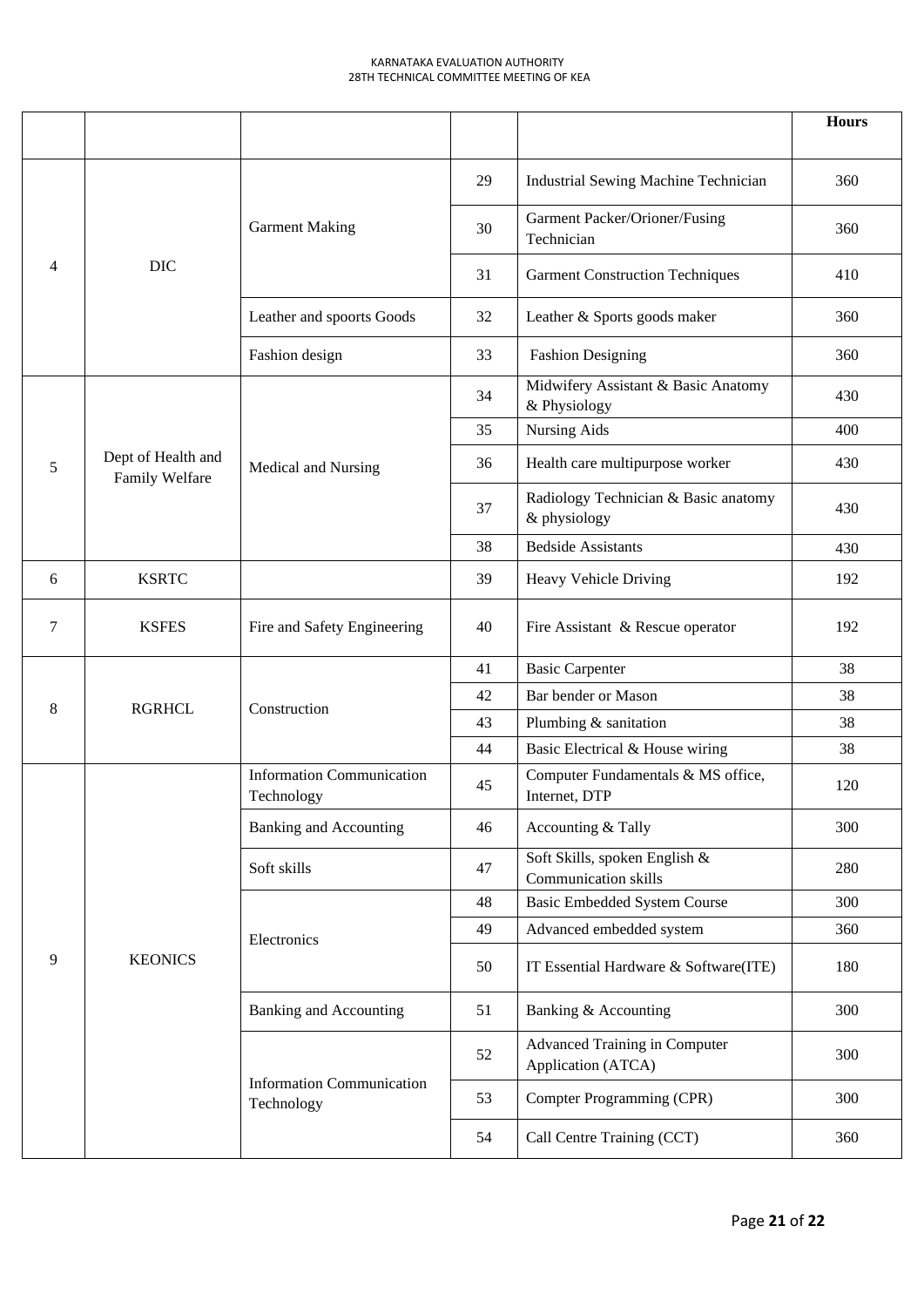| | | | | | Hours |
|---|---|---|---|---|---|
| 4 | DIC | Garment Making | 29 | Industrial Sewing Machine Technician | 360 |
| | | | 30 | Garment Packer/Orioner/Fusing Technician | 360 |
| | | | 31 | Garment Construction Techniques | 410 |
| | | Leather and spoorts Goods | 32 | Leather & Sports goods maker | 360 |
| | | Fashion design | 33 | Fashion Designing | 360 |
| 5 | Dept of Health and Family Welfare | Medical and Nursing | 34 | Midwifery Assistant & Basic Anatomy & Physiology | 430 |
| | | | 35 | Nursing Aids | 400 |
| | | | 36 | Health care multipurpose worker | 430 |
| | | | 37 | Radiology Technician & Basic anatomy & physiology | 430 |
| | | | 38 | Bedside Assistants | 430 |
| 6 | KSRTC | | 39 | Heavy Vehicle Driving | 192 |
| 7 | KSFES | Fire and Safety Engineering | 40 | Fire Assistant & Rescue operator | 192 |
| 8 | RGRHCL | Construction | 41 | Basic Carpenter | 38 |
| | | | 42 | Bar bender or Mason | 38 |
| | | | 43 | Plumbing & sanitation | 38 |
| | | | 44 | Basic Electrical & House wiring | 38 |
| 9 | KEONICS | Information Communication Technology | 45 | Computer Fundamentals & MS office, Internet, DTP | 120 |
| | | Banking and Accounting | 46 | Accounting & Tally | 300 |
| | | Soft skills | 47 | Soft Skills, spoken English & Communication skills | 280 |
| | | Electronics | 48 | Basic Embedded System Course | 300 |
| | | | 49 | Advanced embedded system | 360 |
| | | | 50 | IT Essential Hardware & Software(ITE) | 180 |
| | | Banking and Accounting | 51 | Banking & Accounting | 300 |
| | | Information Communication Technology | 52 | Advanced Training in Computer Application (ATCA) | 300 |
| | | | 53 | Compter Programming (CPR) | 300 |
| | | | 54 | Call Centre Training (CCT) | 360 |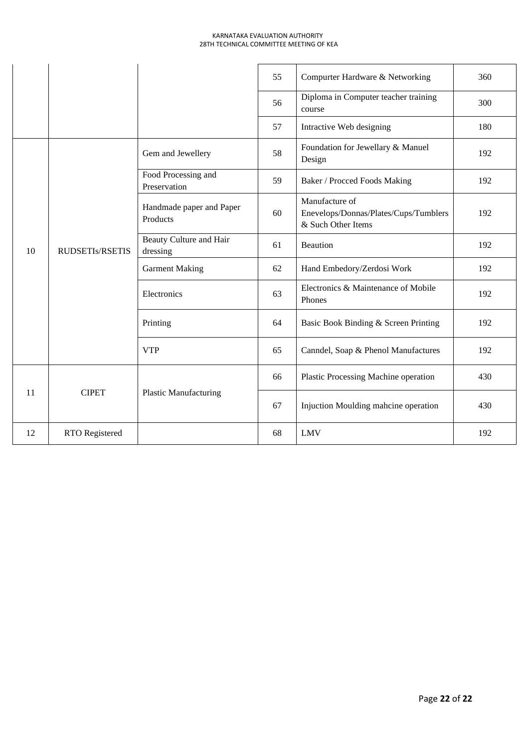| | | | | | |
|---|---|---|---|---|---|
| | | | 55 | Compurter Hardware & Networking | 360 |
| | | | 56 | Diploma in Computer teacher training course | 300 |
| | | | 57 | Intractive Web designing | 180 |
| 10 | RUDSETIs/RSETIS | Gem and Jewellery | 58 | Foundation for Jewellary & Manuel Design | 192 |
| | | Food Processing and Preservation | 59 | Baker / Procced Foods Making | 192 |
| | | Handmade paper and Paper Products | 60 | Manufacture of Enevelops/Donnas/Plates/Cups/Tumblers & Such Other Items | 192 |
| | | Beauty Culture and Hair dressing | 61 | Beaution | 192 |
| | | Garment Making | 62 | Hand Embedory/Zerdosi Work | 192 |
| | | Electronics | 63 | Electronics & Maintenance of Mobile Phones | 192 |
| | | Printing | 64 | Basic Book Binding & Screen Printing | 192 |
| | | VTP | 65 | Canndel, Soap & Phenol Manufactures | 192 |
| 11 | CIPET | Plastic Manufacturing | 66 | Plastic Processing Machine operation | 430 |
| | | | 67 | Injuction Moulding mahcine operation | 430 |
| 12 | RTO Registered | | 68 | LMV | 192 |